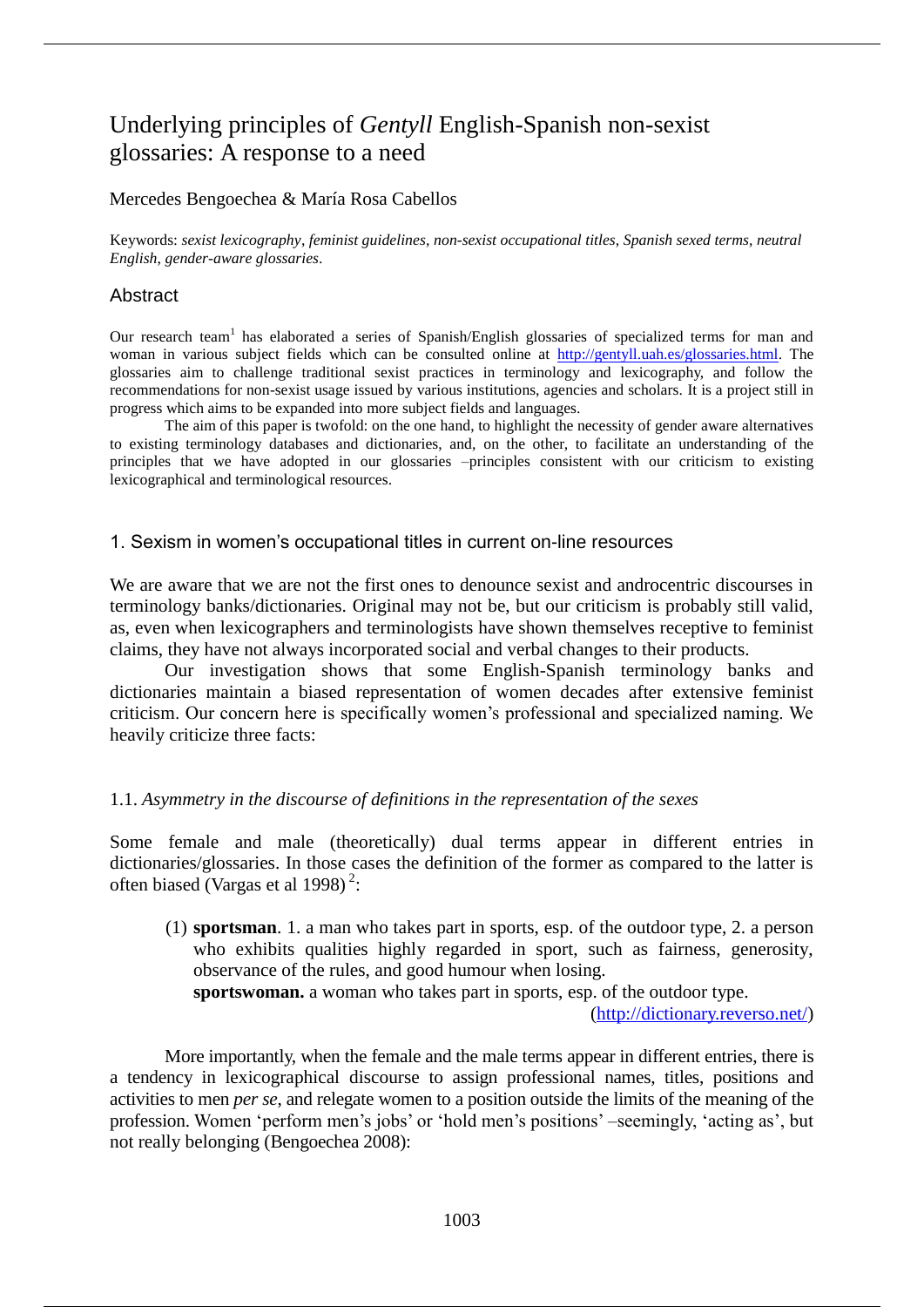# Underlying principles of *Gentyll* English-Spanish non-sexist glossaries: A response to a need

Mercedes Bengoechea & María Rosa Cabellos

Keywords: *sexist lexicography*, *feminist guidelines*, *non-sexist occupational titles*, *Spanish sexed terms*, *neutral English*, *gender-aware glossaries*.

## Abstract

Our research team[1] has elaborated a series of Spanish/English glossaries of specialized terms for man and woman in various subject fields which can be consulted online at http://gentyll.uah.es/glossaries.html. The glossaries aim to challenge traditional sexist practices in terminology and lexicography, and follow the recommendations for non-sexist usage issued by various institutions, agencies and scholars. It is a project still in progress which aims to be expanded into more subject fields and languages.

The aim of this paper is twofold: on the one hand, to highlight the necessity of gender aware alternatives to existing terminology databases and dictionaries, and, on the other, to facilitate an understanding of the principles that we have adopted in our glossaries –principles consistent with our criticism to existing lexicographical and terminological resources.

## 1. Sexism in women's occupational titles in current on-line resources

We are aware that we are not the first ones to denounce sexist and androcentric discourses in terminology banks/dictionaries. Original may not be, but our criticism is probably still valid, as, even when lexicographers and terminologists have shown themselves receptive to feminist claims, they have not always incorporated social and verbal changes to their products.

Our investigation shows that some English-Spanish terminology banks and dictionaries maintain a biased representation of women decades after extensive feminist criticism. Our concern here is specifically women's professional and specialized naming. We heavily criticize three facts:

### 1.1. *Asymmetry in the discourse of definitions in the representation of the sexes*

Some female and male (theoretically) dual terms appear in different entries in dictionaries/glossaries. In those cases the definition of the former as compared to the latter is often biased (Vargas et al 1998)[2]:

(1) **sportsman**. 1. a man who takes part in sports, esp. of the outdoor type, 2. a person who exhibits qualities highly regarded in sport, such as fairness, generosity, observance of the rules, and good humour when losing.
**sportswoman.** a woman who takes part in sports, esp. of the outdoor type.
(http://dictionary.reverso.net/)

More importantly, when the female and the male terms appear in different entries, there is a tendency in lexicographical discourse to assign professional names, titles, positions and activities to men *per se*, and relegate women to a position outside the limits of the meaning of the profession. Women 'perform men's jobs' or 'hold men's positions' –seemingly, 'acting as', but not really belonging (Bengoechea 2008):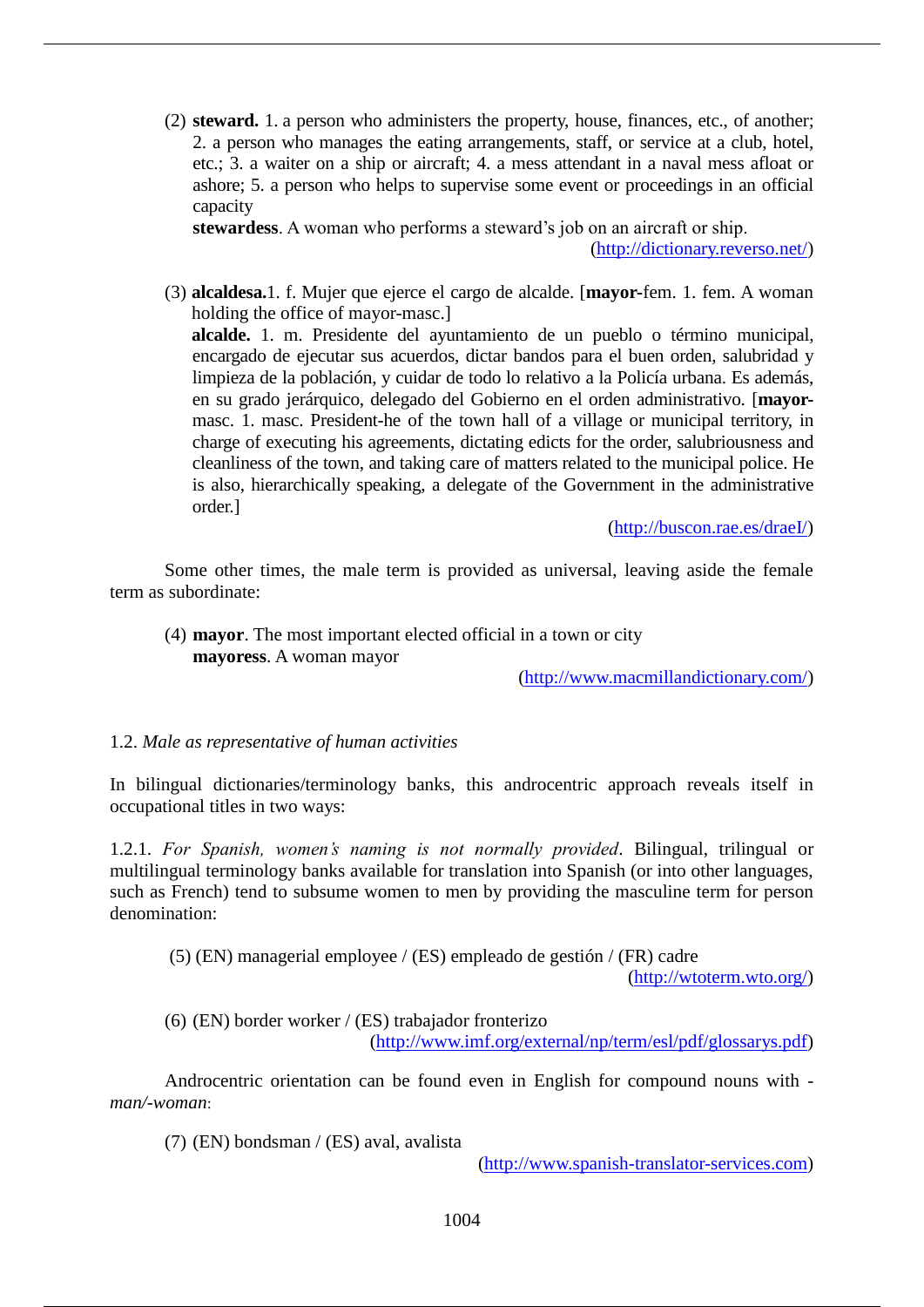(2) **steward.** 1. a person who administers the property, house, finances, etc., of another; 2. a person who manages the eating arrangements, staff, or service at a club, hotel, etc.; 3. a waiter on a ship or aircraft; 4. a mess attendant in a naval mess afloat or ashore; 5. a person who helps to supervise some event or proceedings in an official capacity
**stewardess**. A woman who performs a steward's job on an aircraft or ship.
(http://dictionary.reverso.net/)

(3) **alcaldesa.**1. f. Mujer que ejerce el cargo de alcalde. [**mayor**-fem. 1. fem. A woman holding the office of mayor-masc.]
**alcalde.** 1. m. Presidente del ayuntamiento de un pueblo o término municipal, encargado de ejecutar sus acuerdos, dictar bandos para el buen orden, salubridad y limpieza de la población, y cuidar de todo lo relativo a la Policía urbana. Es además, en su grado jerárquico, delegado del Gobierno en el orden administrativo. [**mayor**-masc. 1. masc. President-he of the town hall of a village or municipal territory, in charge of executing his agreements, dictating edicts for the order, salubriousness and cleanliness of the town, and taking care of matters related to the municipal police. He is also, hierarchically speaking, a delegate of the Government in the administrative order.]
(http://buscon.rae.es/draeI/)

Some other times, the male term is provided as universal, leaving aside the female term as subordinate:

(4) **mayor**. The most important elected official in a town or city
**mayoress**. A woman mayor
(http://www.macmillandictionary.com/)

1.2. *Male as representative of human activities*

In bilingual dictionaries/terminology banks, this androcentric approach reveals itself in occupational titles in two ways:

1.2.1. *For Spanish, women's naming is not normally provided*. Bilingual, trilingual or multilingual terminology banks available for translation into Spanish (or into other languages, such as French) tend to subsume women to men by providing the masculine term for person denomination:

(5) (EN) managerial employee / (ES) empleado de gestión / (FR) cadre
(http://wtoterm.wto.org/)

(6) (EN) border worker / (ES) trabajador fronterizo
(http://www.imf.org/external/np/term/esl/pdf/glossarys.pdf)

Androcentric orientation can be found even in English for compound nouns with *-man/-woman*:

(7) (EN) bondsman / (ES) aval, avalista
(http://www.spanish-translator-services.com)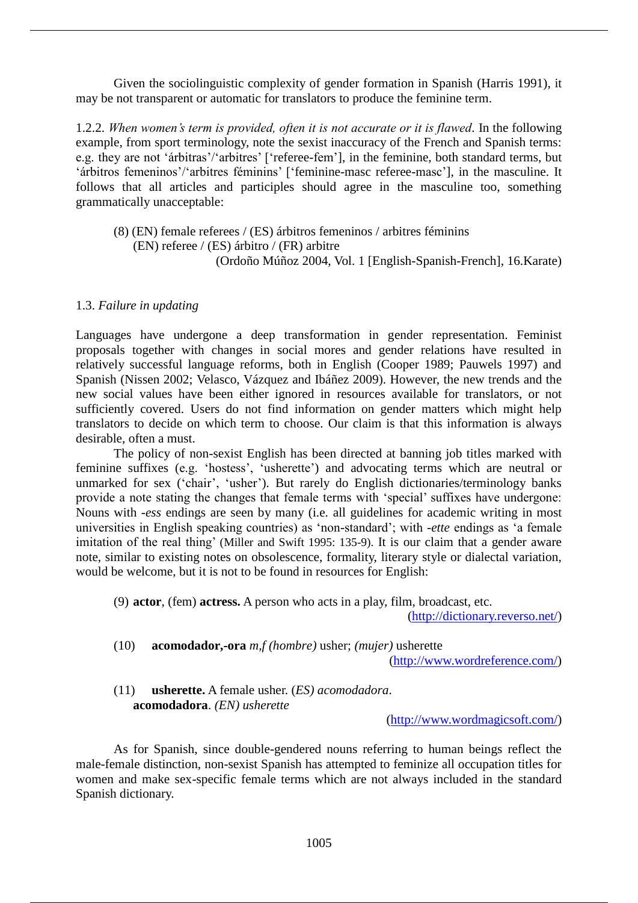Given the sociolinguistic complexity of gender formation in Spanish (Harris 1991), it may be not transparent or automatic for translators to produce the feminine term.

1.2.2. *When women's term is provided, often it is not accurate or it is flawed*. In the following example, from sport terminology, note the sexist inaccuracy of the French and Spanish terms: e.g. they are not 'árbitras'/'arbitres' ['referee-fem'], in the feminine, both standard terms, but 'árbitros femeninos'/'arbitres féminins' ['feminine-masc referee-masc'], in the masculine. It follows that all articles and participles should agree in the masculine too, something grammatically unacceptable:

(8) (EN) female referees / (ES) árbitros femeninos / arbitres féminins
(EN) referee / (ES) árbitro / (FR) arbitre
(Ordoño Múñoz 2004, Vol. 1 [English-Spanish-French], 16.Karate)

### 1.3. *Failure in updating*

Languages have undergone a deep transformation in gender representation. Feminist proposals together with changes in social mores and gender relations have resulted in relatively successful language reforms, both in English (Cooper 1989; Pauwels 1997) and Spanish (Nissen 2002; Velasco, Vázquez and Ibáñez 2009). However, the new trends and the new social values have been either ignored in resources available for translators, or not sufficiently covered. Users do not find information on gender matters which might help translators to decide on which term to choose. Our claim is that this information is always desirable, often a must.

The policy of non-sexist English has been directed at banning job titles marked with feminine suffixes (e.g. 'hostess', 'usherette') and advocating terms which are neutral or unmarked for sex ('chair', 'usher'). But rarely do English dictionaries/terminology banks provide a note stating the changes that female terms with 'special' suffixes have undergone: Nouns with *-ess* endings are seen by many (i.e. all guidelines for academic writing in most universities in English speaking countries) as 'non-standard'; with *-ette* endings as 'a female imitation of the real thing' (Miller and Swift 1995: 135-9). It is our claim that a gender aware note, similar to existing notes on obsolescence, formality, literary style or dialectal variation, would be welcome, but it is not to be found in resources for English:

(9) **actor**, (fem) **actress.** A person who acts in a play, film, broadcast, etc.
(http://dictionary.reverso.net/)

(10) **acomodador,-ora** *m,f (hombre)* usher; *(mujer)* usherette
(http://www.wordreference.com/)

(11) **usherette.** A female usher. (*ES) acomodadora*.
**acomodadora**. *(EN) usherette*
(http://www.wordmagicsoft.com/)

As for Spanish, since double-gendered nouns referring to human beings reflect the male-female distinction, non-sexist Spanish has attempted to feminize all occupation titles for women and make sex-specific female terms which are not always included in the standard Spanish dictionary.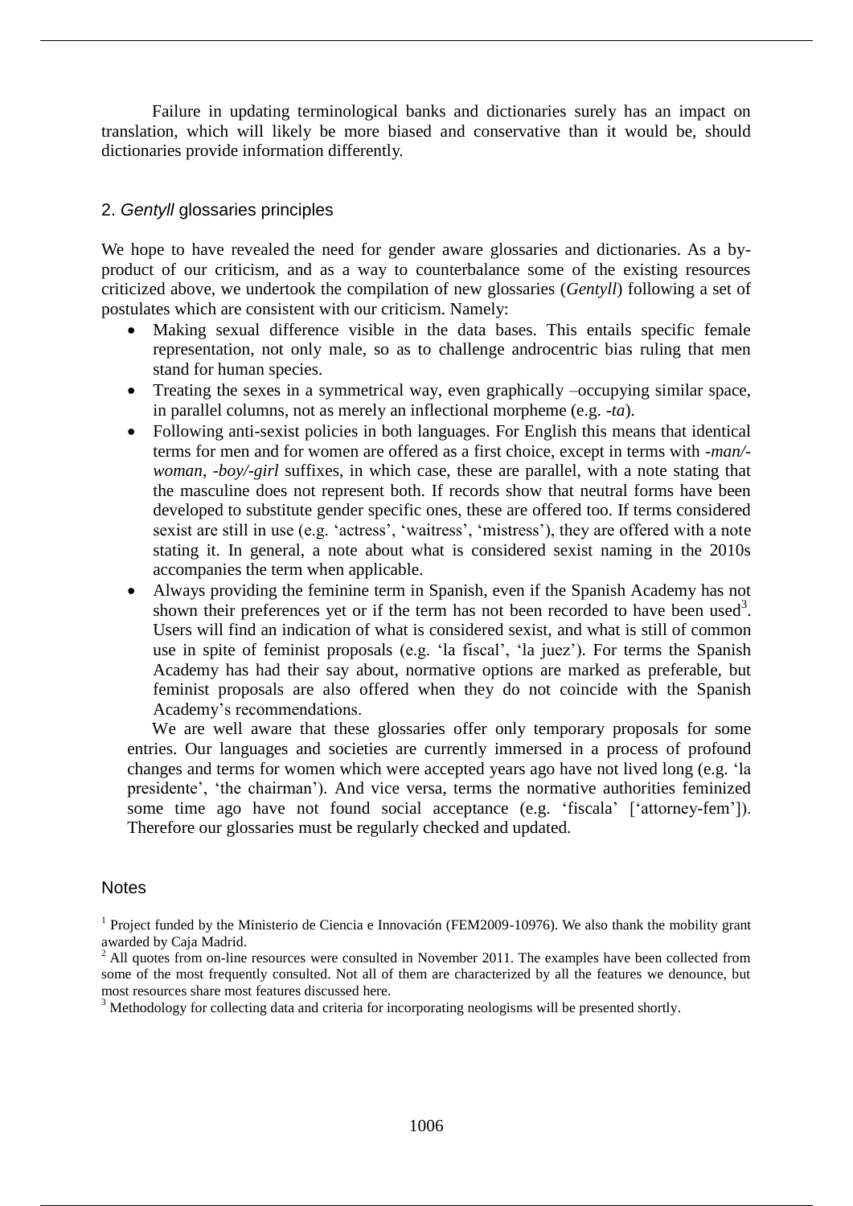Failure in updating terminological banks and dictionaries surely has an impact on translation, which will likely be more biased and conservative than it would be, should dictionaries provide information differently.

## 2. *Gentyll* glossaries principles

We hope to have revealed the need for gender aware glossaries and dictionaries. As a by-product of our criticism, and as a way to counterbalance some of the existing resources criticized above, we undertook the compilation of new glossaries (*Gentyll*) following a set of postulates which are consistent with our criticism. Namely:

- Making sexual difference visible in the data bases. This entails specific female representation, not only male, so as to challenge androcentric bias ruling that men stand for human species.
- Treating the sexes in a symmetrical way, even graphically –occupying similar space, in parallel columns, not as merely an inflectional morpheme (e.g. *-ta*).
- Following anti-sexist policies in both languages. For English this means that identical terms for men and for women are offered as a first choice, except in terms with *-man/-woman*, *-boy/-girl* suffixes, in which case, these are parallel, with a note stating that the masculine does not represent both. If records show that neutral forms have been developed to substitute gender specific ones, these are offered too. If terms considered sexist are still in use (e.g. 'actress', 'waitress', 'mistress'), they are offered with a note stating it. In general, a note about what is considered sexist naming in the 2010s accompanies the term when applicable.
- Always providing the feminine term in Spanish, even if the Spanish Academy has not shown their preferences yet or if the term has not been recorded to have been used[3]. Users will find an indication of what is considered sexist, and what is still of common use in spite of feminist proposals (e.g. 'la fiscal', 'la juez'). For terms the Spanish Academy has had their say about, normative options are marked as preferable, but feminist proposals are also offered when they do not coincide with the Spanish Academy's recommendations.

We are well aware that these glossaries offer only temporary proposals for some entries. Our languages and societies are currently immersed in a process of profound changes and terms for women which were accepted years ago have not lived long (e.g. 'la presidente', 'the chairman'). And vice versa, terms the normative authorities feminized some time ago have not found social acceptance (e.g. 'fiscala' ['attorney-fem']). Therefore our glossaries must be regularly checked and updated.

## Notes

[1] Project funded by the Ministerio de Ciencia e Innovación (FEM2009-10976). We also thank the mobility grant awarded by Caja Madrid.

[2] All quotes from on-line resources were consulted in November 2011. The examples have been collected from some of the most frequently consulted. Not all of them are characterized by all the features we denounce, but most resources share most features discussed here.

[3] Methodology for collecting data and criteria for incorporating neologisms will be presented shortly.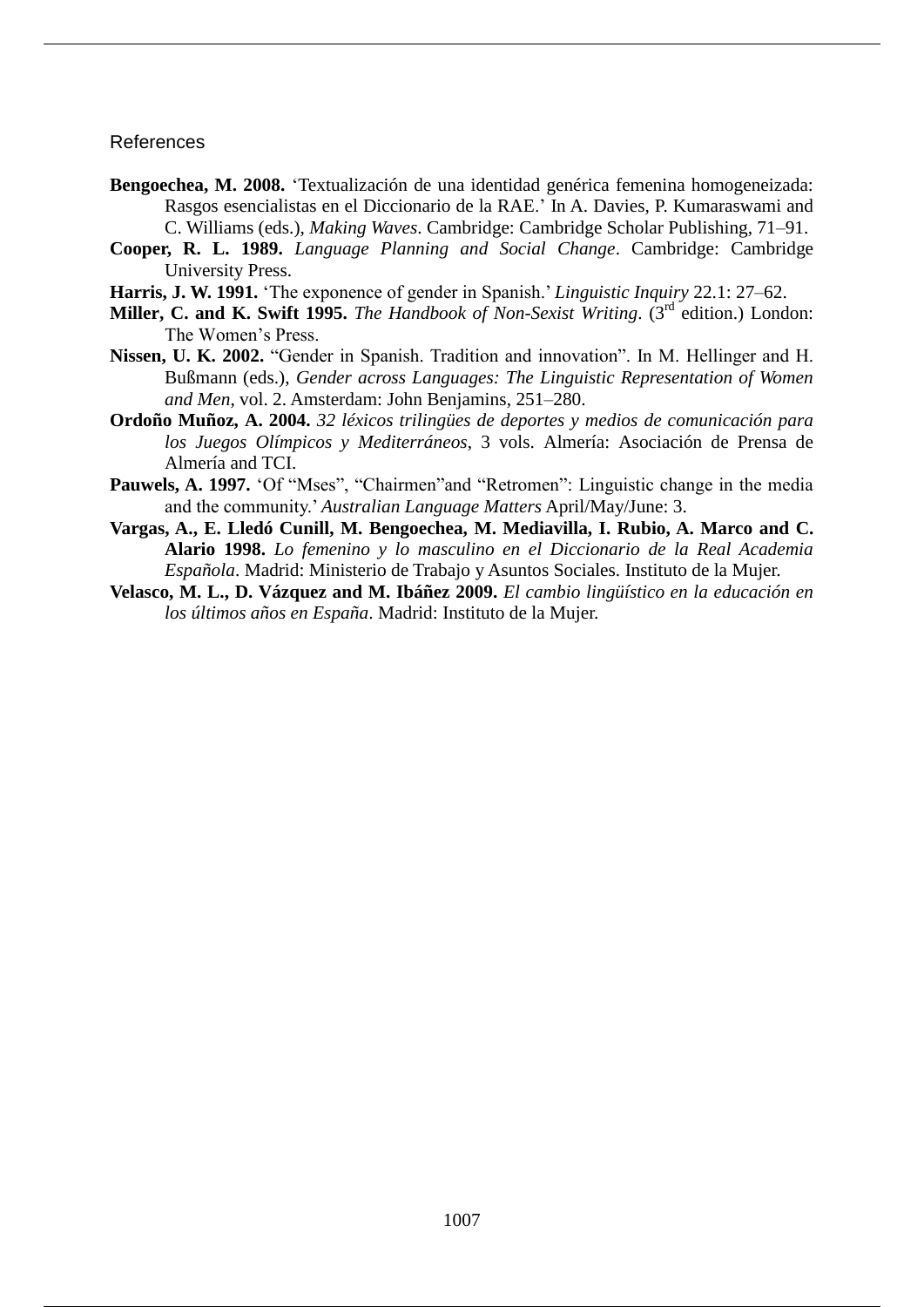## References

**Bengoechea, M. 2008.** 'Textualización de una identidad genérica femenina homogeneizada: Rasgos esencialistas en el Diccionario de la RAE.' In A. Davies, P. Kumaraswami and C. Williams (eds.), *Making Waves*. Cambridge: Cambridge Scholar Publishing, 71–91.

**Cooper, R. L. 1989.** *Language Planning and Social Change*. Cambridge: Cambridge University Press.

**Harris, J. W. 1991.** 'The exponence of gender in Spanish.' *Linguistic Inquiry* 22.1: 27–62.

**Miller, C. and K. Swift 1995.** *The Handbook of Non-Sexist Writing*. (3rd edition.) London: The Women's Press.

**Nissen, U. K. 2002.** "Gender in Spanish. Tradition and innovation". In M. Hellinger and H. Bußmann (eds.), *Gender across Languages: The Linguistic Representation of Women and Men*, vol. 2. Amsterdam: John Benjamins, 251–280.

**Ordoño Muñoz, A. 2004.** *32 léxicos trilingües de deportes y medios de comunicación para los Juegos Olímpicos y Mediterráneos*, 3 vols. Almería: Asociación de Prensa de Almería and TCI.

**Pauwels, A. 1997.** 'Of "Mses", "Chairmen"and "Retromen": Linguistic change in the media and the community.' *Australian Language Matters* April/May/June: 3.

**Vargas, A., E. Lledó Cunill, M. Bengoechea, M. Mediavilla, I. Rubio, A. Marco and C. Alario 1998.** *Lo femenino y lo masculino en el Diccionario de la Real Academia Española*. Madrid: Ministerio de Trabajo y Asuntos Sociales. Instituto de la Mujer.

**Velasco, M. L., D. Vázquez and M. Ibáñez 2009.** *El cambio lingüístico en la educación en los últimos años en España*. Madrid: Instituto de la Mujer.